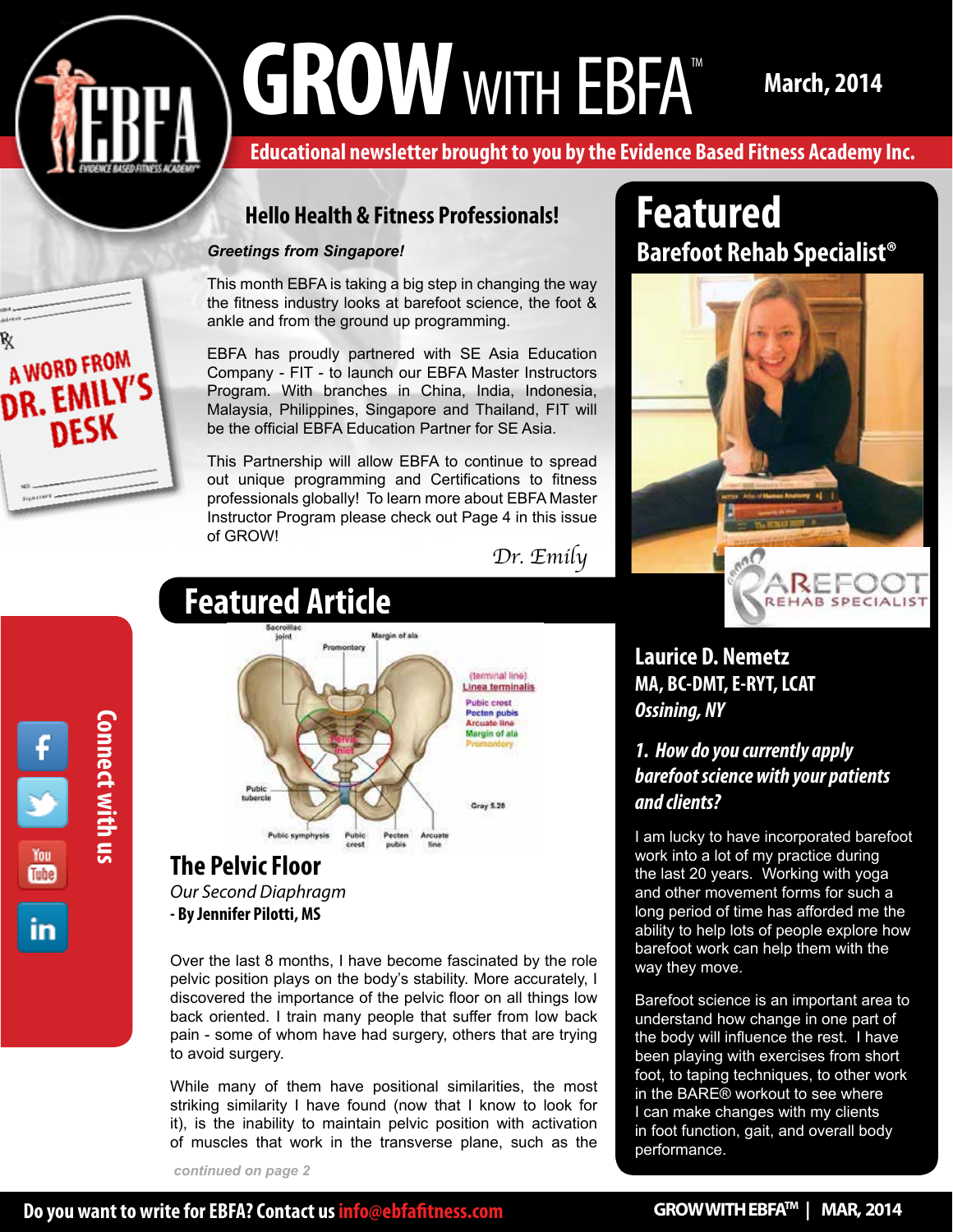# GROW WITH EBFA™

March, 2014

**Educational newsletter brought to you by the Evidence Based Fitness Academy Inc.**

## A WORD FROM DR. EMILY'S DESK

### Hello Health & Fitness Professionals!

***Greetings from Singapore!***

This month EBFA is taking a big step in changing the way the fitness industry looks at barefoot science, the foot & ankle and from the ground up programming.

EBFA has proudly partnered with SE Asia Education Company - FIT - to launch our EBFA Master Instructors Program. With branches in China, India, Indonesia, Malaysia, Philippines, Singapore and Thailand, FIT will be the official EBFA Education Partner for SE Asia.

This Partnership will allow EBFA to continue to spread out unique programming and Certifications to fitness professionals globally! To learn more about EBFA Master Instructor Program please check out Page 4 in this issue of GROW!

*Dr. Emily*

## Featured Article

### The Pelvic Floor

*Our Second Diaphragm*

**- By Jennifer Pilotti, MS**

Over the last 8 months, I have become fascinated by the role pelvic position plays on the body's stability. More accurately, I discovered the importance of the pelvic floor on all things low back oriented. I train many people that suffer from low back pain - some of whom have had surgery, others that are trying to avoid surgery.

While many of them have positional similarities, the most striking similarity I have found (now that I know to look for it), is the inability to maintain pelvic position with activation of muscles that work in the transverse plane, such as the

*continued on page 2*

## Featured Barefoot Rehab Specialist®

**Laurice D. Nemetz**
**MA, BC-DMT, E-RYT, LCAT**
***Ossining, NY***

***1. How do you currently apply barefoot science with your patients and clients?***

I am lucky to have incorporated barefoot work into a lot of my practice during the last 20 years. Working with yoga and other movement forms for such a long period of time has afforded me the ability to help lots of people explore how barefoot work can help them with the way they move.

Barefoot science is an important area to understand how change in one part of the body will influence the rest. I have been playing with exercises from short foot, to taping techniques, to other work in the BARE® workout to see where I can make changes with my clients in foot function, gait, and overall body performance.

Connect with us

**Do you want to write for EBFA? Contact us info@ebfafitness.com**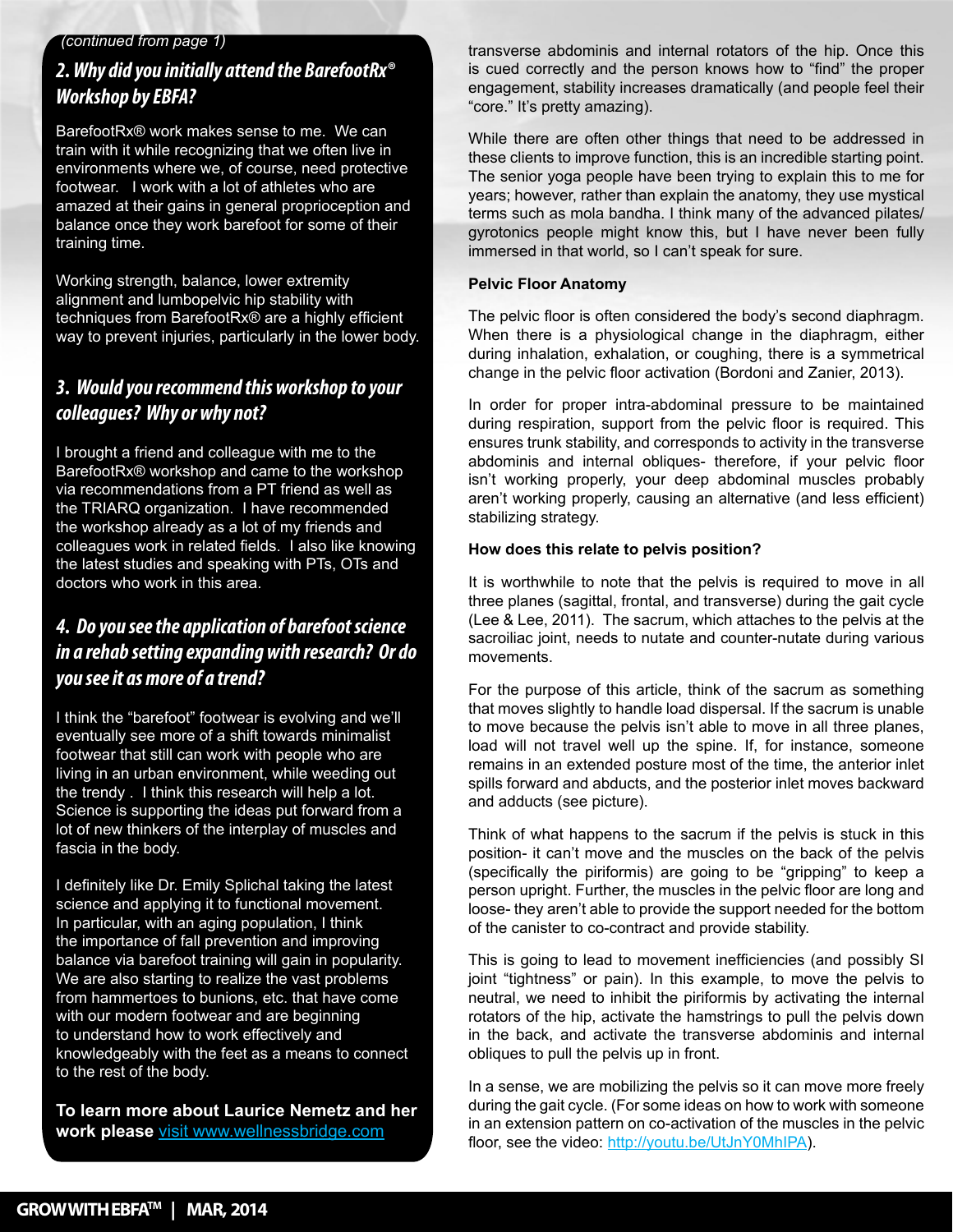(continued from page 1)

## 2. Why did you initially attend the BarefootRx® Workshop by EBFA?

BarefootRx® work makes sense to me. We can train with it while recognizing that we often live in environments where we, of course, need protective footwear. I work with a lot of athletes who are amazed at their gains in general proprioception and balance once they work barefoot for some of their training time.

Working strength, balance, lower extremity alignment and lumbopelvic hip stability with techniques from BarefootRx® are a highly efficient way to prevent injuries, particularly in the lower body.

## 3. Would you recommend this workshop to your colleagues? Why or why not?

I brought a friend and colleague with me to the BarefootRx® workshop and came to the workshop via recommendations from a PT friend as well as the TRIARQ organization. I have recommended the workshop already as a lot of my friends and colleagues work in related fields. I also like knowing the latest studies and speaking with PTs, OTs and doctors who work in this area.

## 4. Do you see the application of barefoot science in a rehab setting expanding with research? Or do you see it as more of a trend?

I think the "barefoot" footwear is evolving and we'll eventually see more of a shift towards minimalist footwear that still can work with people who are living in an urban environment, while weeding out the trendy . I think this research will help a lot. Science is supporting the ideas put forward from a lot of new thinkers of the interplay of muscles and fascia in the body.

I definitely like Dr. Emily Splichal taking the latest science and applying it to functional movement. In particular, with an aging population, I think the importance of fall prevention and improving balance via barefoot training will gain in popularity. We are also starting to realize the vast problems from hammertoes to bunions, etc. that have come with our modern footwear and are beginning to understand how to work effectively and knowledgeably with the feet as a means to connect to the rest of the body.

**To learn more about Laurice Nemetz and her work please** [visit www.wellnessbridge.com](http://www.wellnessbridge.com)

transverse abdominis and internal rotators of the hip. Once this is cued correctly and the person knows how to "find" the proper engagement, stability increases dramatically (and people feel their "core." It's pretty amazing).

While there are often other things that need to be addressed in these clients to improve function, this is an incredible starting point. The senior yoga people have been trying to explain this to me for years; however, rather than explain the anatomy, they use mystical terms such as mola bandha. I think many of the advanced pilates/gyrotonics people might know this, but I have never been fully immersed in that world, so I can't speak for sure.

**Pelvic Floor Anatomy**

The pelvic floor is often considered the body's second diaphragm. When there is a physiological change in the diaphragm, either during inhalation, exhalation, or coughing, there is a symmetrical change in the pelvic floor activation (Bordoni and Zanier, 2013).

In order for proper intra-abdominal pressure to be maintained during respiration, support from the pelvic floor is required. This ensures trunk stability, and corresponds to activity in the transverse abdominis and internal obliques- therefore, if your pelvic floor isn't working properly, your deep abdominal muscles probably aren't working properly, causing an alternative (and less efficient) stabilizing strategy.

**How does this relate to pelvis position?**

It is worthwhile to note that the pelvis is required to move in all three planes (sagittal, frontal, and transverse) during the gait cycle (Lee & Lee, 2011). The sacrum, which attaches to the pelvis at the sacroiliac joint, needs to nutate and counter-nutate during various movements.

For the purpose of this article, think of the sacrum as something that moves slightly to handle load dispersal. If the sacrum is unable to move because the pelvis isn't able to move in all three planes, load will not travel well up the spine. If, for instance, someone remains in an extended posture most of the time, the anterior inlet spills forward and abducts, and the posterior inlet moves backward and adducts (see picture).

Think of what happens to the sacrum if the pelvis is stuck in this position- it can't move and the muscles on the back of the pelvis (specifically the piriformis) are going to be "gripping" to keep a person upright. Further, the muscles in the pelvic floor are long and loose- they aren't able to provide the support needed for the bottom of the canister to co-contract and provide stability.

This is going to lead to movement inefficiencies (and possibly SI joint "tightness" or pain). In this example, to move the pelvis to neutral, we need to inhibit the piriformis by activating the internal rotators of the hip, activate the hamstrings to pull the pelvis down in the back, and activate the transverse abdominis and internal obliques to pull the pelvis up in front.

In a sense, we are mobilizing the pelvis so it can move more freely during the gait cycle. (For some ideas on how to work with someone in an extension pattern on co-activation of the muscles in the pelvic floor, see the video: [http://youtu.be/UtJnY0MhIPA](http://youtu.be/UtJnY0MhIPA)).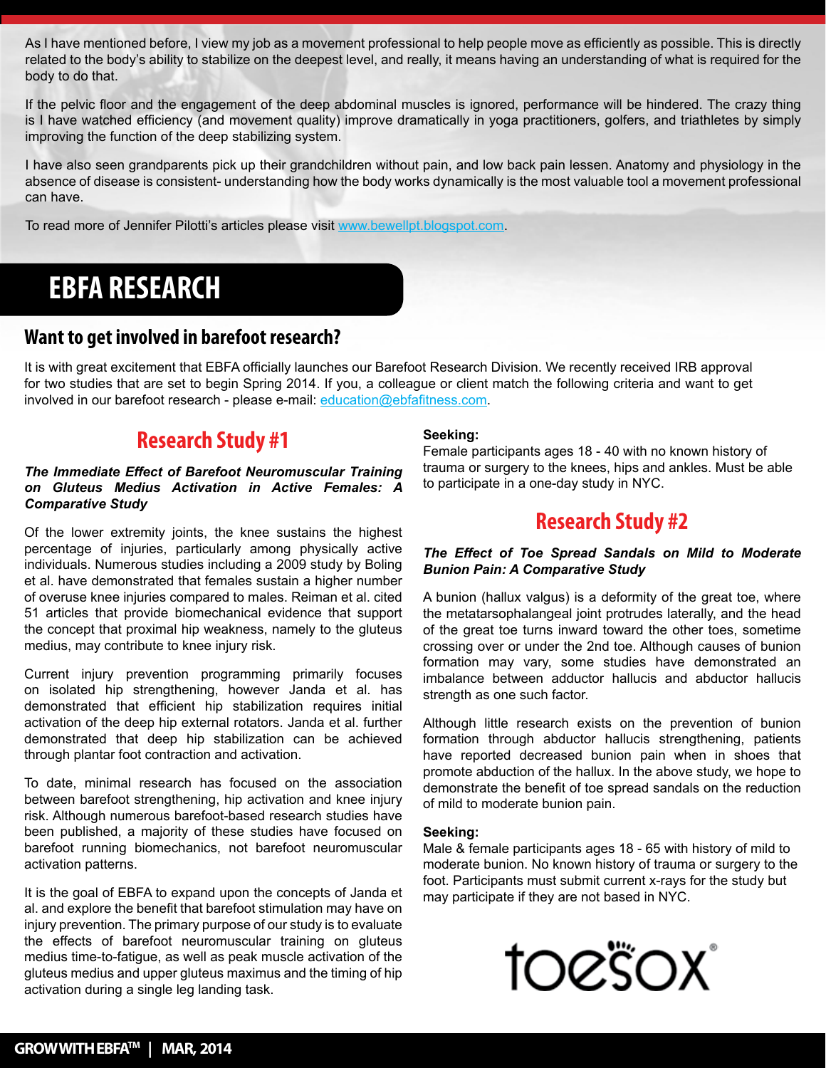As I have mentioned before, I view my job as a movement professional to help people move as efficiently as possible. This is directly related to the body's ability to stabilize on the deepest level, and really, it means having an understanding of what is required for the body to do that.

If the pelvic floor and the engagement of the deep abdominal muscles is ignored, performance will be hindered. The crazy thing is I have watched efficiency (and movement quality) improve dramatically in yoga practitioners, golfers, and triathletes by simply improving the function of the deep stabilizing system.

I have also seen grandparents pick up their grandchildren without pain, and low back pain lessen. Anatomy and physiology in the absence of disease is consistent- understanding how the body works dynamically is the most valuable tool a movement professional can have.

To read more of Jennifer Pilotti's articles please visit www.bewellpt.blogspot.com.

# EBFA RESEARCH

## Want to get involved in barefoot research?

It is with great excitement that EBFA officially launches our Barefoot Research Division. We recently received IRB approval for two studies that are set to begin Spring 2014. If you, a colleague or client match the following criteria and want to get involved in our barefoot research - please e-mail: education@ebfafitness.com.

## Research Study #1

***The Immediate Effect of Barefoot Neuromuscular Training on Gluteus Medius Activation in Active Females: A Comparative Study***

Of the lower extremity joints, the knee sustains the highest percentage of injuries, particularly among physically active individuals. Numerous studies including a 2009 study by Boling et al. have demonstrated that females sustain a higher number of overuse knee injuries compared to males. Reiman et al. cited 51 articles that provide biomechanical evidence that support the concept that proximal hip weakness, namely to the gluteus medius, may contribute to knee injury risk.

Current injury prevention programming primarily focuses on isolated hip strengthening, however Janda et al. has demonstrated that efficient hip stabilization requires initial activation of the deep hip external rotators. Janda et al. further demonstrated that deep hip stabilization can be achieved through plantar foot contraction and activation.

To date, minimal research has focused on the association between barefoot strengthening, hip activation and knee injury risk. Although numerous barefoot-based research studies have been published, a majority of these studies have focused on barefoot running biomechanics, not barefoot neuromuscular activation patterns.

It is the goal of EBFA to expand upon the concepts of Janda et al. and explore the benefit that barefoot stimulation may have on injury prevention. The primary purpose of our study is to evaluate the effects of barefoot neuromuscular training on gluteus medius time-to-fatigue, as well as peak muscle activation of the gluteus medius and upper gluteus maximus and the timing of hip activation during a single leg landing task.

**Seeking:**
Female participants ages 18 - 40 with no known history of trauma or surgery to the knees, hips and ankles. Must be able to participate in a one-day study in NYC.

## Research Study #2

***The Effect of Toe Spread Sandals on Mild to Moderate Bunion Pain: A Comparative Study***

A bunion (hallux valgus) is a deformity of the great toe, where the metatarsophalangeal joint protrudes laterally, and the head of the great toe turns inward toward the other toes, sometime crossing over or under the 2nd toe. Although causes of bunion formation may vary, some studies have demonstrated an imbalance between adductor hallucis and abductor hallucis strength as one such factor.

Although little research exists on the prevention of bunion formation through abductor hallucis strengthening, patients have reported decreased bunion pain when in shoes that promote abduction of the hallux. In the above study, we hope to demonstrate the benefit of toe spread sandals on the reduction of mild to moderate bunion pain.

**Seeking:**
Male & female participants ages 18 - 65 with history of mild to moderate bunion. No known history of trauma or surgery to the foot. Participants must submit current x-rays for the study but may participate if they are not based in NYC.

toesox®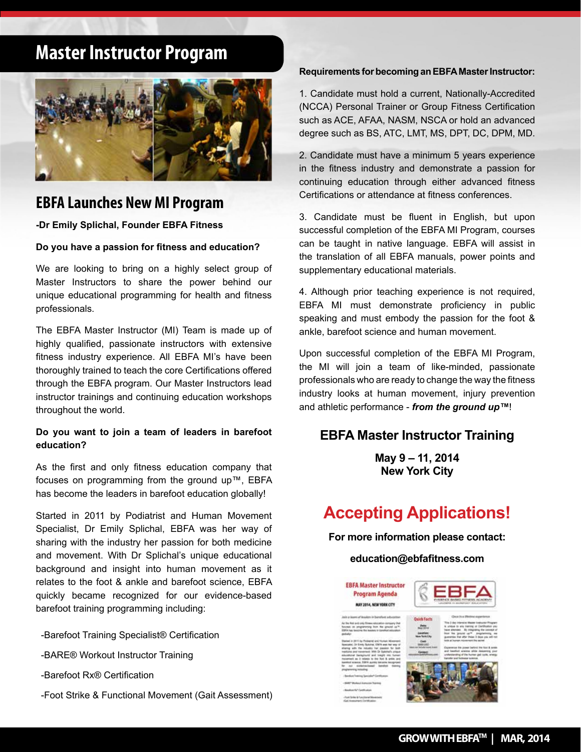# Master Instructor Program

## EBFA Launches New MI Program

**-Dr Emily Splichal, Founder EBFA Fitness**

**Do you have a passion for fitness and education?**

We are looking to bring on a highly select group of Master Instructors to share the power behind our unique educational programming for health and fitness professionals.

The EBFA Master Instructor (MI) Team is made up of highly qualified, passionate instructors with extensive fitness industry experience. All EBFA MI's have been thoroughly trained to teach the core Certifications offered through the EBFA program. Our Master Instructors lead instructor trainings and continuing education workshops throughout the world.

**Do you want to join a team of leaders in barefoot education?**

As the first and only fitness education company that focuses on programming from the ground up™, EBFA has become the leaders in barefoot education globally!

Started in 2011 by Podiatrist and Human Movement Specialist, Dr Emily Splichal, EBFA was her way of sharing with the industry her passion for both medicine and movement. With Dr Splichal's unique educational background and insight into human movement as it relates to the foot & ankle and barefoot science, EBFA quickly became recognized for our evidence-based barefoot training programming including:

- -Barefoot Training Specialist® Certification
- -BARE® Workout Instructor Training
- -Barefoot Rx® Certification
- -Foot Strike & Functional Movement (Gait Assessment)

**Requirements for becoming an EBFA Master Instructor:**

1. Candidate must hold a current, Nationally-Accredited (NCCA) Personal Trainer or Group Fitness Certification such as ACE, AFAA, NASM, NSCA or hold an advanced degree such as BS, ATC, LMT, MS, DPT, DC, DPM, MD.

2. Candidate must have a minimum 5 years experience in the fitness industry and demonstrate a passion for continuing education through either advanced fitness Certifications or attendance at fitness conferences.

3. Candidate must be fluent in English, but upon successful completion of the EBFA MI Program, courses can be taught in native language. EBFA will assist in the translation of all EBFA manuals, power points and supplementary educational materials.

4. Although prior teaching experience is not required, EBFA MI must demonstrate proficiency in public speaking and must embody the passion for the foot & ankle, barefoot science and human movement.

Upon successful completion of the EBFA MI Program, the MI will join a team of like-minded, passionate professionals who are ready to change the way the fitness industry looks at human movement, injury prevention and athletic performance - ***from the ground up™***!

### EBFA Master Instructor Training

**May 9 – 11, 2014**
**New York City**

## Accepting Applications!

**For more information please contact:**

**education@ebfafitness.com**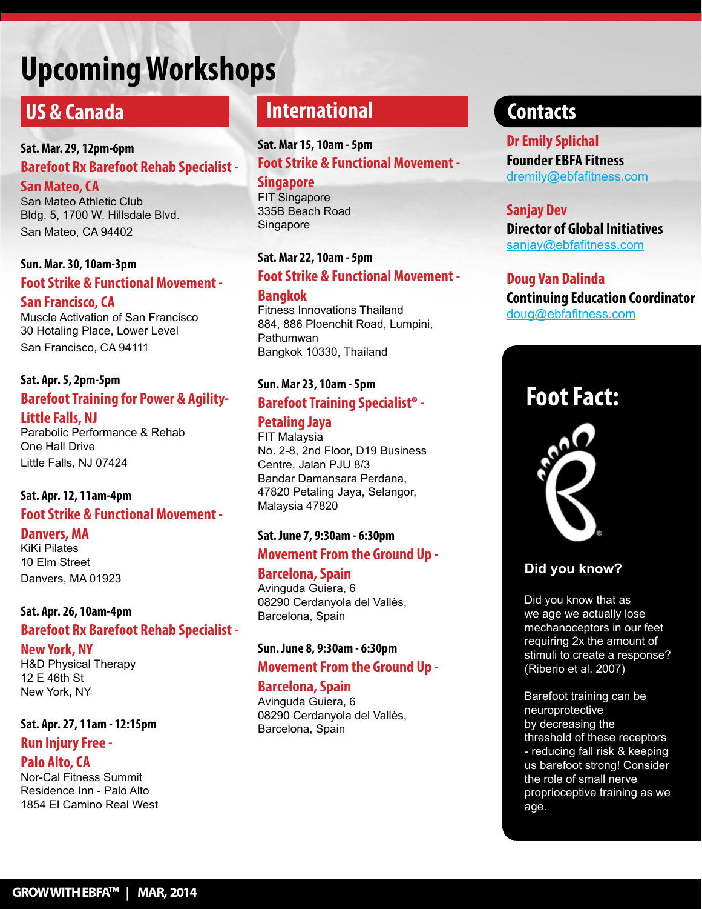# Upcoming Workshops

## US & Canada

**Sat. Mar. 29, 12pm-6pm**

**Barefoot Rx Barefoot Rehab Specialist - San Mateo, CA**

San Mateo Athletic Club
Bldg. 5, 1700 W. Hillsdale Blvd.
San Mateo, CA 94402

**Sun. Mar. 30, 10am-3pm**

**Foot Strike & Functional Movement - San Francisco, CA**

Muscle Activation of San Francisco
30 Hotaling Place, Lower Level
San Francisco, CA 94111

**Sat. Apr. 5, 2pm-5pm**

**Barefoot Training for Power & Agility- Little Falls, NJ**

Parabolic Performance & Rehab
One Hall Drive
Little Falls, NJ 07424

**Sat. Apr. 12, 11am-4pm**

**Foot Strike & Functional Movement - Danvers, MA**

KiKi Pilates
10 Elm Street
Danvers, MA 01923

**Sat. Apr. 26, 10am-4pm**

**Barefoot Rx Barefoot Rehab Specialist - New York, NY**

H&D Physical Therapy
12 E 46th St
New York, NY

**Sat. Apr. 27, 11am - 12:15pm**

**Run Injury Free - Palo Alto, CA**

Nor-Cal Fitness Summit
Residence Inn - Palo Alto
1854 El Camino Real West

## International

**Sat. Mar 15, 10am - 5pm**

**Foot Strike & Functional Movement - Singapore**

FIT Singapore
335B Beach Road
Singapore

**Sat. Mar 22, 10am - 5pm**

**Foot Strike & Functional Movement - Bangkok**

Fitness Innovations Thailand
884, 886 Ploenchit Road, Lumpini, Pathumwan
Bangkok 10330, Thailand

**Sun. Mar 23, 10am - 5pm**

**Barefoot Training Specialist® - Petaling Jaya**

FIT Malaysia
No. 2-8, 2nd Floor, D19 Business Centre, Jalan PJU 8/3
Bandar Damansara Perdana, 47820 Petaling Jaya, Selangor, Malaysia 47820

**Sat. June 7, 9:30am - 6:30pm**

**Movement From the Ground Up - Barcelona, Spain**

Avinguda Guiera, 6
08290 Cerdanyola del Vallès, Barcelona, Spain

**Sun. June 8, 9:30am - 6:30pm**

**Movement From the Ground Up - Barcelona, Spain**

Avinguda Guiera, 6
08290 Cerdanyola del Vallès, Barcelona, Spain

## Contacts

**Dr Emily Splichal**
**Founder EBFA Fitness**
dremily@ebfafitness.com

**Sanjay Dev**
**Director of Global Initiatives**
sanjay@ebfafitness.com

**Doug Van Dalinda**
**Continuing Education Coordinator**
doug@ebfafitness.com

## Foot Fact:

**Did you know?**

Did you know that as we age we actually lose mechanoceptors in our feet requiring 2x the amount of stimuli to create a response? (Riberio et al. 2007)

Barefoot training can be neuroprotective by decreasing the threshold of these receptors - reducing fall risk & keeping us barefoot strong! Consider the role of small nerve proprioceptive training as we age.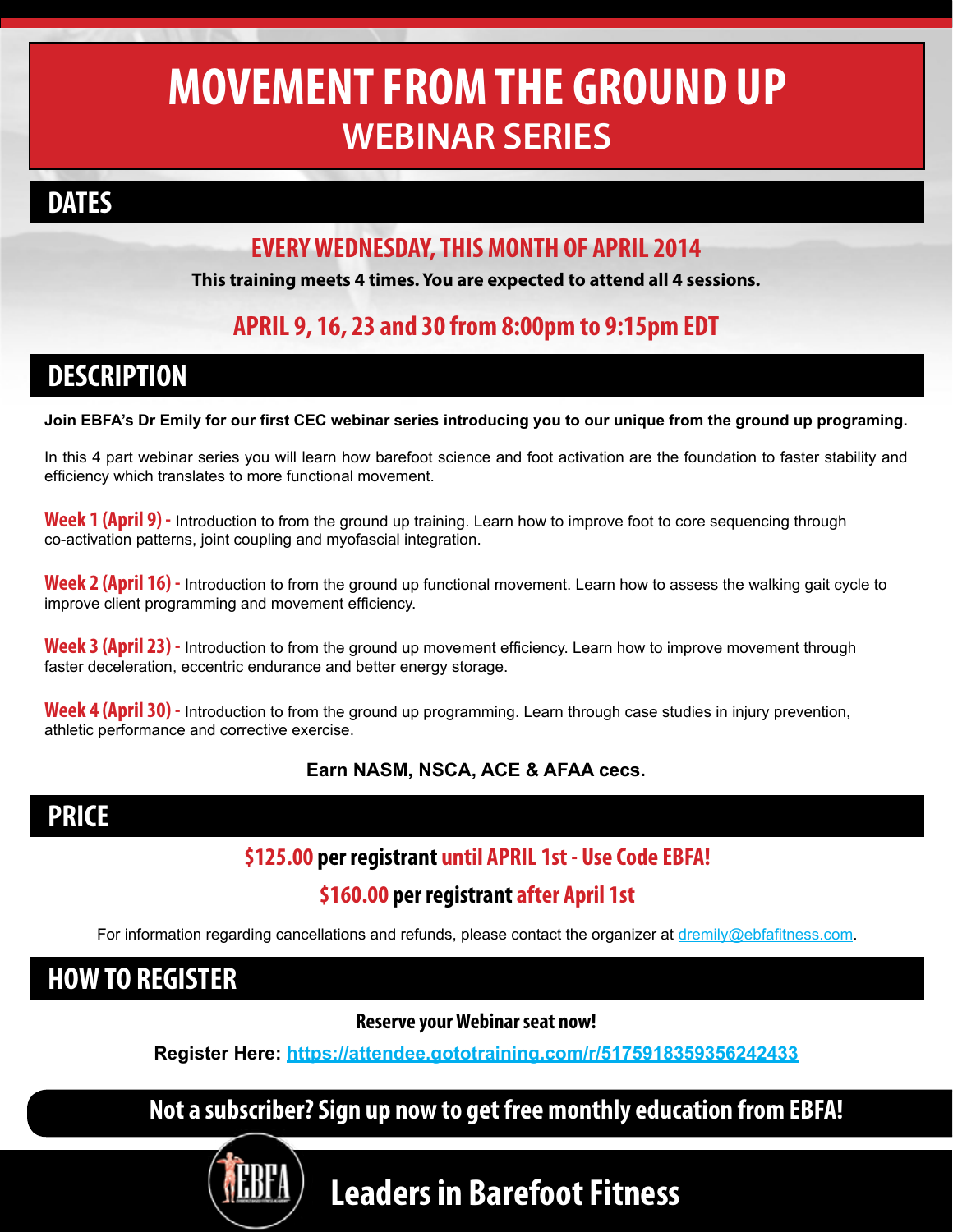# MOVEMENT FROM THE GROUND UP
## WEBINAR SERIES

## DATES

**EVERY WEDNESDAY, THIS MONTH OF APRIL 2014**

**This training meets 4 times. You are expected to attend all 4 sessions.**

**APRIL 9, 16, 23 and 30 from 8:00pm to 9:15pm EDT**

## DESCRIPTION

**Join EBFA's Dr Emily for our first CEC webinar series introducing you to our unique from the ground up programing.**

In this 4 part webinar series you will learn how barefoot science and foot activation are the foundation to faster stability and efficiency which translates to more functional movement.

**Week 1 (April 9) -** Introduction to from the ground up training. Learn how to improve foot to core sequencing through co-activation patterns, joint coupling and myofascial integration.

**Week 2 (April 16) -** Introduction to from the ground up functional movement. Learn how to assess the walking gait cycle to improve client programming and movement efficiency.

**Week 3 (April 23) -** Introduction to from the ground up movement efficiency. Learn how to improve movement through faster deceleration, eccentric endurance and better energy storage.

**Week 4 (April 30) -** Introduction to from the ground up programming. Learn through case studies in injury prevention, athletic performance and corrective exercise.

**Earn NASM, NSCA, ACE & AFAA cecs.**

## PRICE

**$125.00 per registrant until APRIL 1st - Use Code EBFA!**

**$160.00 per registrant after April 1st**

For information regarding cancellations and refunds, please contact the organizer at dremily@ebfafitness.com.

## HOW TO REGISTER

**Reserve your Webinar seat now!**

**Register Here: https://attendee.gototraining.com/r/5175918359356242433**

**Not a subscriber? Sign up now to get free monthly education from EBFA!**

EBFA

**Leaders in Barefoot Fitness**